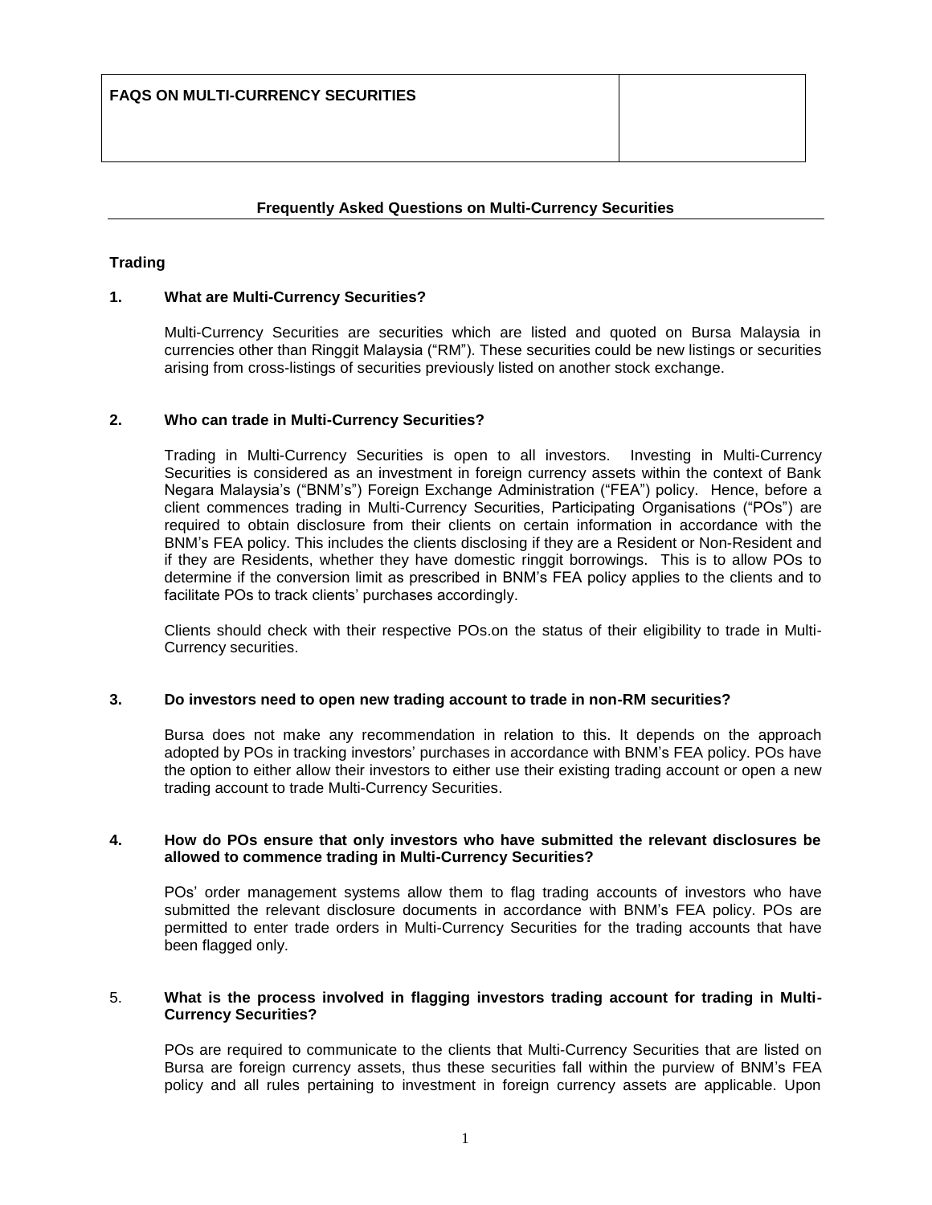| FAQS ON MULTI-CURRENCY SECURITIES | |
|---|---|

## Frequently Asked Questions on Multi-Currency Securities

### Trading

**1. What are Multi-Currency Securities?**

Multi-Currency Securities are securities which are listed and quoted on Bursa Malaysia in currencies other than Ringgit Malaysia ("RM"). These securities could be new listings or securities arising from cross-listings of securities previously listed on another stock exchange.

**2. Who can trade in Multi-Currency Securities?**

Trading in Multi-Currency Securities is open to all investors. Investing in Multi-Currency Securities is considered as an investment in foreign currency assets within the context of Bank Negara Malaysia's ("BNM's") Foreign Exchange Administration ("FEA") policy. Hence, before a client commences trading in Multi-Currency Securities, Participating Organisations ("POs") are required to obtain disclosure from their clients on certain information in accordance with the BNM's FEA policy. This includes the clients disclosing if they are a Resident or Non-Resident and if they are Residents, whether they have domestic ringgit borrowings. This is to allow POs to determine if the conversion limit as prescribed in BNM's FEA policy applies to the clients and to facilitate POs to track clients' purchases accordingly.

Clients should check with their respective POs.on the status of their eligibility to trade in Multi-Currency securities.

**3. Do investors need to open new trading account to trade in non-RM securities?**

Bursa does not make any recommendation in relation to this. It depends on the approach adopted by POs in tracking investors' purchases in accordance with BNM's FEA policy. POs have the option to either allow their investors to either use their existing trading account or open a new trading account to trade Multi-Currency Securities.

**4. How do POs ensure that only investors who have submitted the relevant disclosures be allowed to commence trading in Multi-Currency Securities?**

POs' order management systems allow them to flag trading accounts of investors who have submitted the relevant disclosure documents in accordance with BNM's FEA policy. POs are permitted to enter trade orders in Multi-Currency Securities for the trading accounts that have been flagged only.

5. **What is the process involved in flagging investors trading account for trading in Multi-Currency Securities?**

POs are required to communicate to the clients that Multi-Currency Securities that are listed on Bursa are foreign currency assets, thus these securities fall within the purview of BNM's FEA policy and all rules pertaining to investment in foreign currency assets are applicable. Upon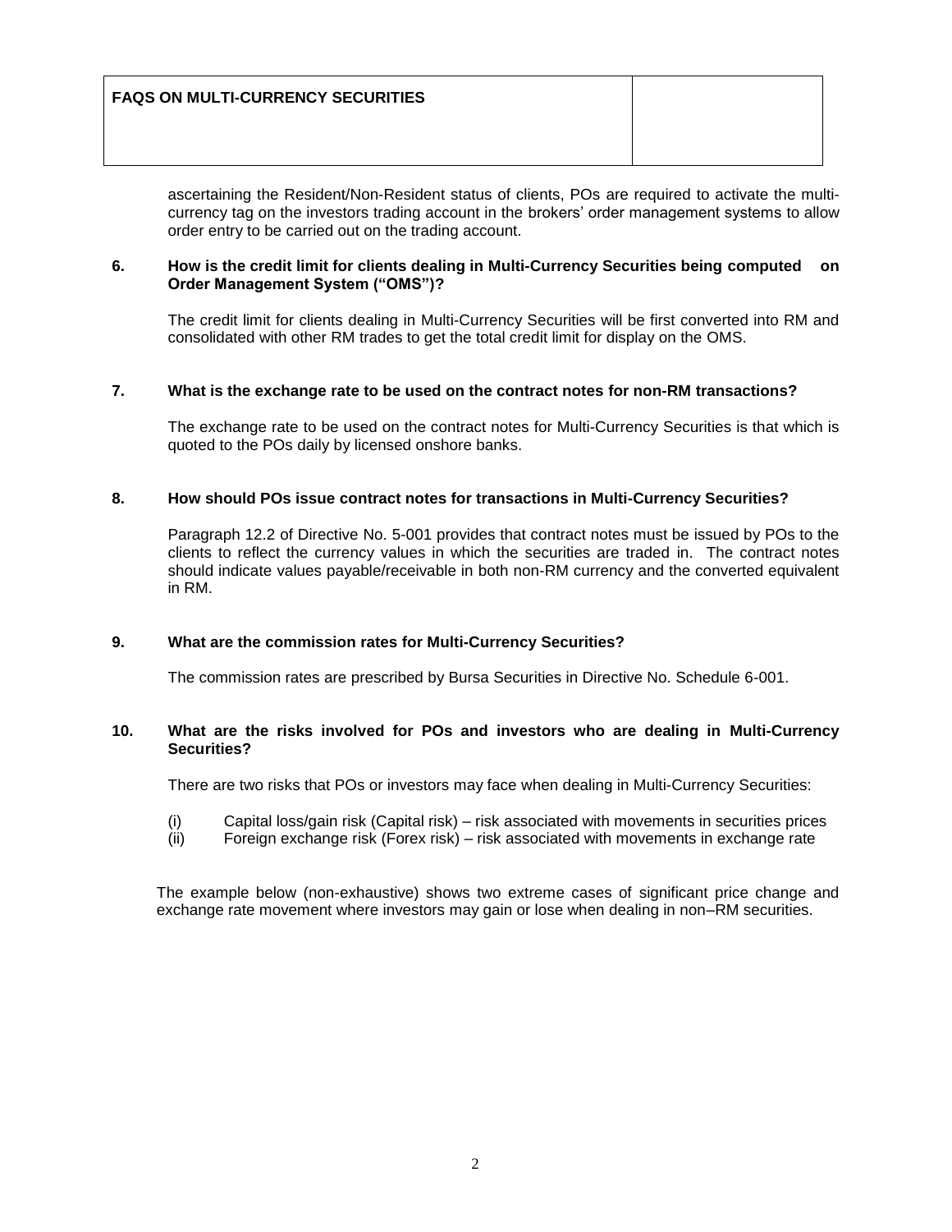ascertaining the Resident/Non-Resident status of clients, POs are required to activate the multi-currency tag on the investors trading account in the brokers' order management systems to allow order entry to be carried out on the trading account.

**6. How is the credit limit for clients dealing in Multi-Currency Securities being computed on Order Management System ("OMS")?**

The credit limit for clients dealing in Multi-Currency Securities will be first converted into RM and consolidated with other RM trades to get the total credit limit for display on the OMS.

**7. What is the exchange rate to be used on the contract notes for non-RM transactions?**

The exchange rate to be used on the contract notes for Multi-Currency Securities is that which is quoted to the POs daily by licensed onshore banks.

**8. How should POs issue contract notes for transactions in Multi-Currency Securities?**

Paragraph 12.2 of Directive No. 5-001 provides that contract notes must be issued by POs to the clients to reflect the currency values in which the securities are traded in. The contract notes should indicate values payable/receivable in both non-RM currency and the converted equivalent in RM.

**9. What are the commission rates for Multi-Currency Securities?**

The commission rates are prescribed by Bursa Securities in Directive No. Schedule 6-001.

**10. What are the risks involved for POs and investors who are dealing in Multi-Currency Securities?**

There are two risks that POs or investors may face when dealing in Multi-Currency Securities:

(i) Capital loss/gain risk (Capital risk) – risk associated with movements in securities prices
(ii) Foreign exchange risk (Forex risk) – risk associated with movements in exchange rate

The example below (non-exhaustive) shows two extreme cases of significant price change and exchange rate movement where investors may gain or lose when dealing in non–RM securities.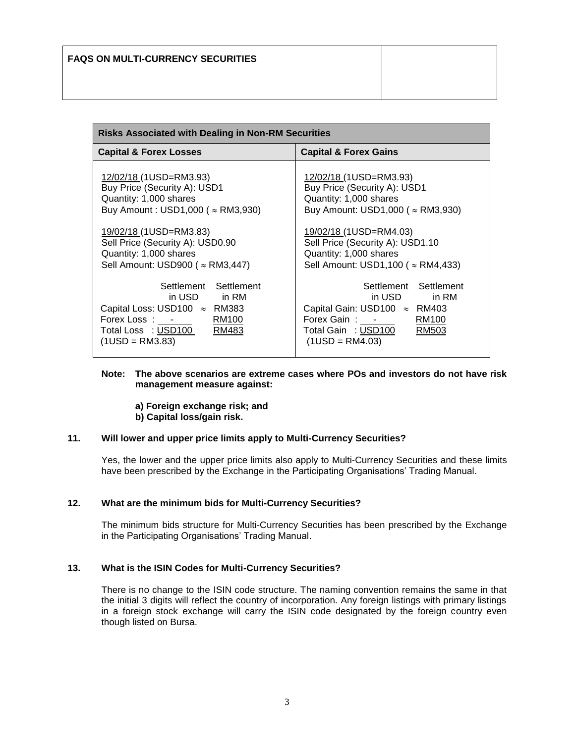**FAQS ON MULTI-CURRENCY SECURITIES**

| Risks Associated with Dealing in Non-RM Securities | |
|---|---|
| **Capital & Forex Losses** | **Capital & Forex Gains** |
| 12/02/18 (1USD=RM3.93)<br>Buy Price (Security A): USD1<br>Quantity: 1,000 shares<br>Buy Amount : USD1,000 ( ≈ RM3,930) | 12/02/18 (1USD=RM3.93)<br>Buy Price (Security A): USD1<br>Quantity: 1,000 shares<br>Buy Amount: USD1,000 ( ≈ RM3,930) |
| 19/02/18 (1USD=RM3.83)<br>Sell Price (Security A): USD0.90<br>Quantity: 1,000 shares<br>Sell Amount: USD900 ( ≈ RM3,447) | 19/02/18 (1USD=RM4.03)<br>Sell Price (Security A): USD1.10<br>Quantity: 1,000 shares<br>Sell Amount: USD1,100 ( ≈ RM4,433) |
| Settlement in USD / Settlement in RM<br>Capital Loss: USD100 ≈ RM383<br>Forex Loss : - RM100<br>Total Loss : USD100 RM483<br>(1USD = RM3.83) | Settlement in USD / Settlement in RM<br>Capital Gain: USD100 ≈ RM403<br>Forex Gain : - RM100<br>Total Gain : USD100 RM503<br>(1USD = RM4.03) |

**Note: The above scenarios are extreme cases where POs and investors do not have risk management measure against:**

**a) Foreign exchange risk; and**
**b) Capital loss/gain risk.**

### 11. Will lower and upper price limits apply to Multi-Currency Securities?

Yes, the lower and the upper price limits also apply to Multi-Currency Securities and these limits have been prescribed by the Exchange in the Participating Organisations' Trading Manual.

### 12. What are the minimum bids for Multi-Currency Securities?

The minimum bids structure for Multi-Currency Securities has been prescribed by the Exchange in the Participating Organisations' Trading Manual.

### 13. What is the ISIN Codes for Multi-Currency Securities?

There is no change to the ISIN code structure. The naming convention remains the same in that the initial 3 digits will reflect the country of incorporation. Any foreign listings with primary listings in a foreign stock exchange will carry the ISIN code designated by the foreign country even though listed on Bursa.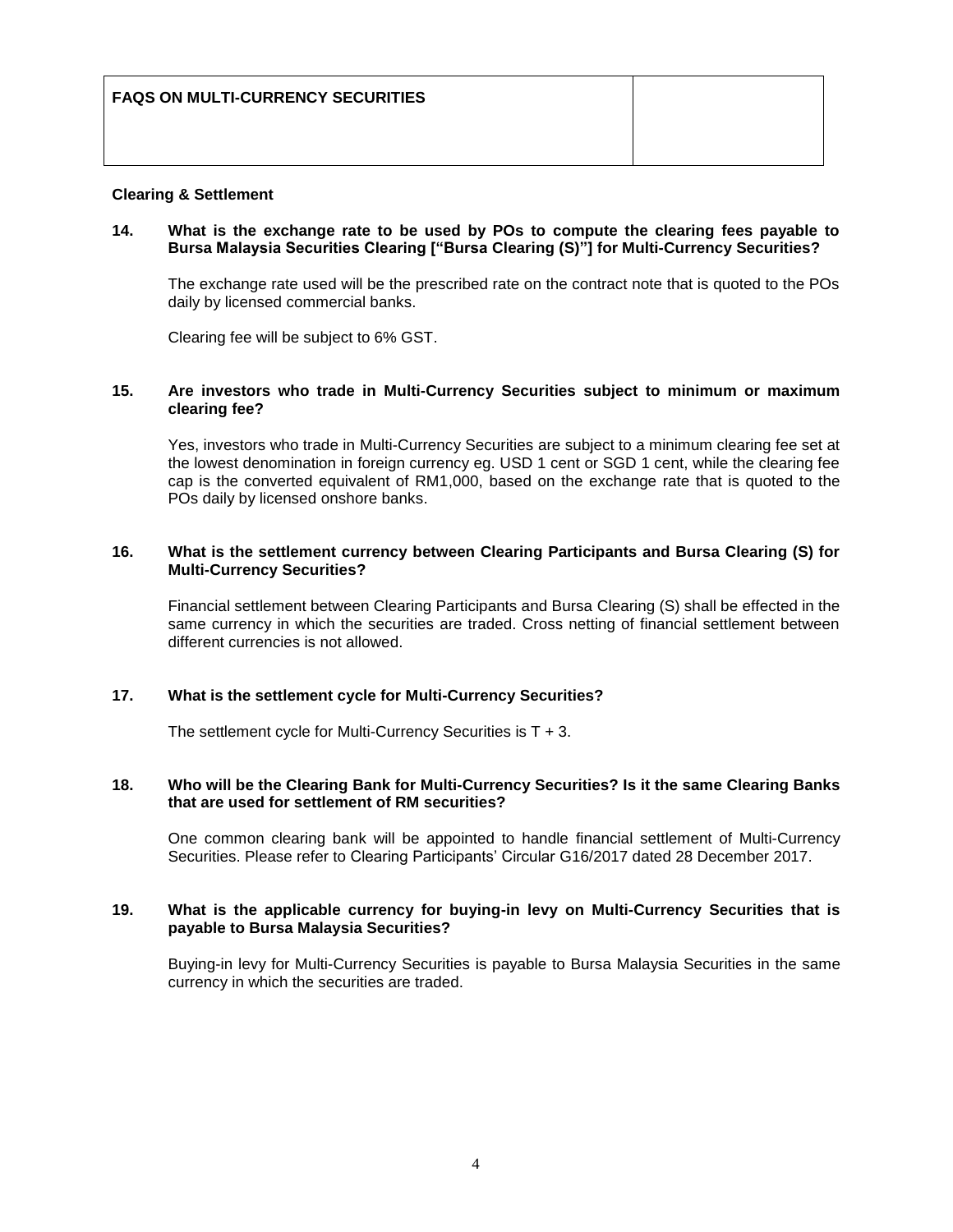| FAQS ON MULTI-CURRENCY SECURITIES | |
|---|---|

**Clearing & Settlement**

**14. What is the exchange rate to be used by POs to compute the clearing fees payable to Bursa Malaysia Securities Clearing ["Bursa Clearing (S)"] for Multi-Currency Securities?**

The exchange rate used will be the prescribed rate on the contract note that is quoted to the POs daily by licensed commercial banks.

Clearing fee will be subject to 6% GST.

**15. Are investors who trade in Multi-Currency Securities subject to minimum or maximum clearing fee?**

Yes, investors who trade in Multi-Currency Securities are subject to a minimum clearing fee set at the lowest denomination in foreign currency eg. USD 1 cent or SGD 1 cent, while the clearing fee cap is the converted equivalent of RM1,000, based on the exchange rate that is quoted to the POs daily by licensed onshore banks.

**16. What is the settlement currency between Clearing Participants and Bursa Clearing (S) for Multi-Currency Securities?**

Financial settlement between Clearing Participants and Bursa Clearing (S) shall be effected in the same currency in which the securities are traded. Cross netting of financial settlement between different currencies is not allowed.

**17. What is the settlement cycle for Multi-Currency Securities?**

The settlement cycle for Multi-Currency Securities is T + 3.

**18. Who will be the Clearing Bank for Multi-Currency Securities? Is it the same Clearing Banks that are used for settlement of RM securities?**

One common clearing bank will be appointed to handle financial settlement of Multi-Currency Securities. Please refer to Clearing Participants' Circular G16/2017 dated 28 December 2017.

**19. What is the applicable currency for buying-in levy on Multi-Currency Securities that is payable to Bursa Malaysia Securities?**

Buying-in levy for Multi-Currency Securities is payable to Bursa Malaysia Securities in the same currency in which the securities are traded.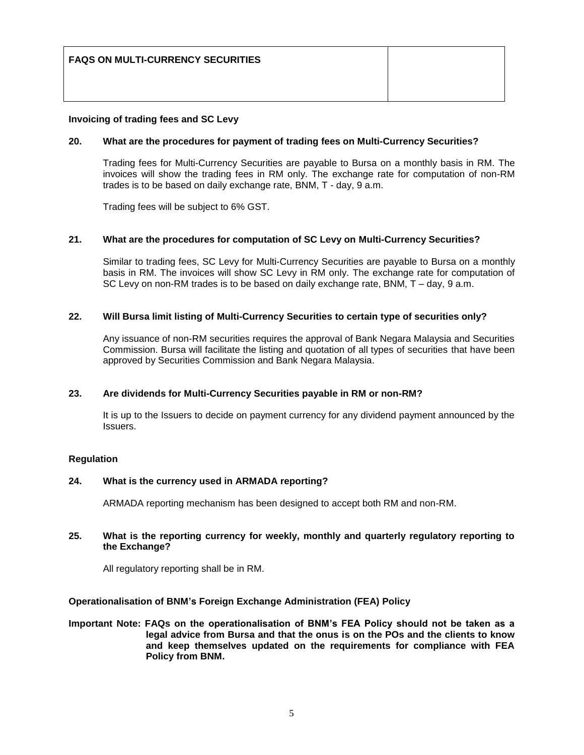**FAQS ON MULTI-CURRENCY SECURITIES**

**Invoicing of trading fees and SC Levy**

**20. What are the procedures for payment of trading fees on Multi-Currency Securities?**

Trading fees for Multi-Currency Securities are payable to Bursa on a monthly basis in RM. The invoices will show the trading fees in RM only. The exchange rate for computation of non-RM trades is to be based on daily exchange rate, BNM, T - day, 9 a.m.

Trading fees will be subject to 6% GST.

**21. What are the procedures for computation of SC Levy on Multi-Currency Securities?**

Similar to trading fees, SC Levy for Multi-Currency Securities are payable to Bursa on a monthly basis in RM. The invoices will show SC Levy in RM only. The exchange rate for computation of SC Levy on non-RM trades is to be based on daily exchange rate, BNM, T – day, 9 a.m.

**22. Will Bursa limit listing of Multi-Currency Securities to certain type of securities only?**

Any issuance of non-RM securities requires the approval of Bank Negara Malaysia and Securities Commission. Bursa will facilitate the listing and quotation of all types of securities that have been approved by Securities Commission and Bank Negara Malaysia.

**23. Are dividends for Multi-Currency Securities payable in RM or non-RM?**

It is up to the Issuers to decide on payment currency for any dividend payment announced by the Issuers.

**Regulation**

**24. What is the currency used in ARMADA reporting?**

ARMADA reporting mechanism has been designed to accept both RM and non-RM.

**25. What is the reporting currency for weekly, monthly and quarterly regulatory reporting to the Exchange?**

All regulatory reporting shall be in RM.

**Operationalisation of BNM's Foreign Exchange Administration (FEA) Policy**

**Important Note: FAQs on the operationalisation of BNM's FEA Policy should not be taken as a legal advice from Bursa and that the onus is on the POs and the clients to know and keep themselves updated on the requirements for compliance with FEA Policy from BNM.**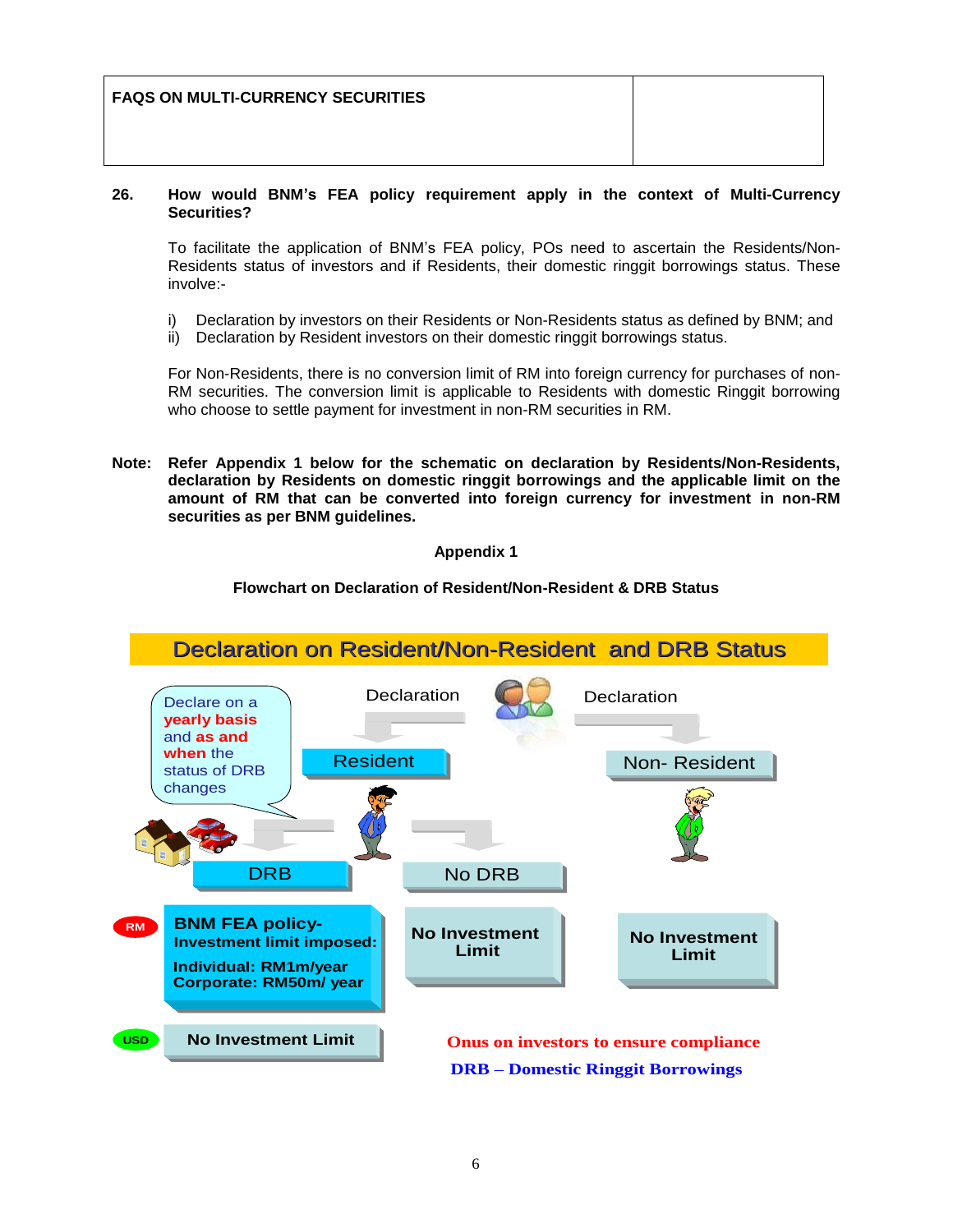| FAQS ON MULTI-CURRENCY SECURITIES | |
|---|---|

**26. How would BNM's FEA policy requirement apply in the context of Multi-Currency Securities?**

To facilitate the application of BNM's FEA policy, POs need to ascertain the Residents/Non-Residents status of investors and if Residents, their domestic ringgit borrowings status. These involve:-

i) Declaration by investors on their Residents or Non-Residents status as defined by BNM; and
ii) Declaration by Resident investors on their domestic ringgit borrowings status.

For Non-Residents, there is no conversion limit of RM into foreign currency for purchases of non-RM securities. The conversion limit is applicable to Residents with domestic Ringgit borrowing who choose to settle payment for investment in non-RM securities in RM.

**Note: Refer Appendix 1 below for the schematic on declaration by Residents/Non-Residents, declaration by Residents on domestic ringgit borrowings and the applicable limit on the amount of RM that can be converted into foreign currency for investment in non-RM securities as per BNM guidelines.**

**Appendix 1**

**Flowchart on Declaration of Resident/Non-Resident & DRB Status**

Declaration on Resident/Non-Resident and DRB Status

Declaration → Resident
Declaration → Non- Resident

Declare on a **yearly basis** and **as and when** the status of DRB changes

Resident → DRB
Resident → No DRB

| | DRB | No DRB | Non- Resident |
|---|---|---|---|
| RM | **BNM FEA policy- Investment limit imposed: Individual: RM1m/year Corporate: RM50m/ year** | **No Investment Limit** | **No Investment Limit** |
| USD | **No Investment Limit** | | |

**Onus on investors to ensure compliance**

**DRB – Domestic Ringgit Borrowings**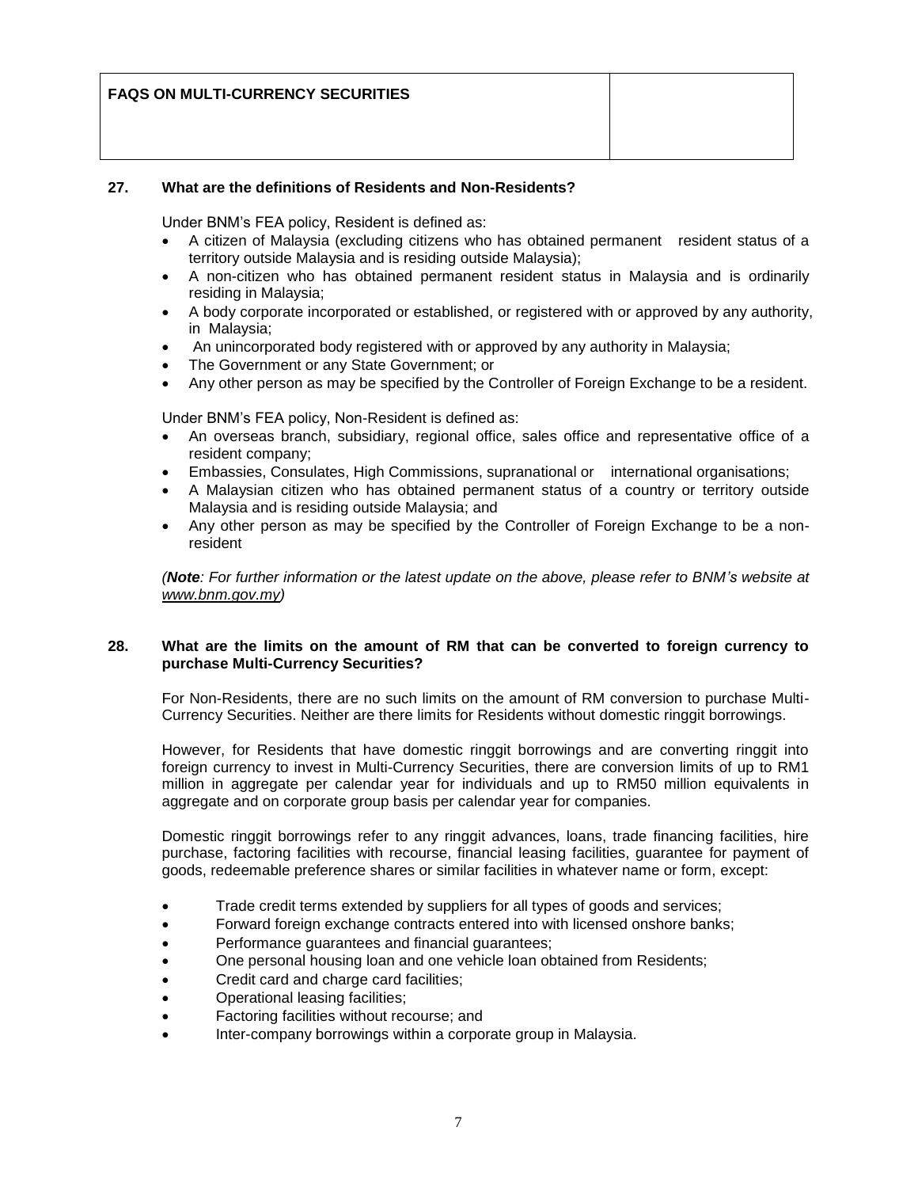**FAQS ON MULTI-CURRENCY SECURITIES**

**27. What are the definitions of Residents and Non-Residents?**

Under BNM's FEA policy, Resident is defined as:

- A citizen of Malaysia (excluding citizens who has obtained permanent resident status of a territory outside Malaysia and is residing outside Malaysia);
- A non-citizen who has obtained permanent resident status in Malaysia and is ordinarily residing in Malaysia;
- A body corporate incorporated or established, or registered with or approved by any authority, in Malaysia;
- An unincorporated body registered with or approved by any authority in Malaysia;
- The Government or any State Government; or
- Any other person as may be specified by the Controller of Foreign Exchange to be a resident.

Under BNM's FEA policy, Non-Resident is defined as:

- An overseas branch, subsidiary, regional office, sales office and representative office of a resident company;
- Embassies, Consulates, High Commissions, supranational or international organisations;
- A Malaysian citizen who has obtained permanent status of a country or territory outside Malaysia and is residing outside Malaysia; and
- Any other person as may be specified by the Controller of Foreign Exchange to be a non-resident

*(**Note**: For further information or the latest update on the above, please refer to BNM's website at www.bnm.gov.my)*

**28. What are the limits on the amount of RM that can be converted to foreign currency to purchase Multi-Currency Securities?**

For Non-Residents, there are no such limits on the amount of RM conversion to purchase Multi-Currency Securities. Neither are there limits for Residents without domestic ringgit borrowings.

However, for Residents that have domestic ringgit borrowings and are converting ringgit into foreign currency to invest in Multi-Currency Securities, there are conversion limits of up to RM1 million in aggregate per calendar year for individuals and up to RM50 million equivalents in aggregate and on corporate group basis per calendar year for companies.

Domestic ringgit borrowings refer to any ringgit advances, loans, trade financing facilities, hire purchase, factoring facilities with recourse, financial leasing facilities, guarantee for payment of goods, redeemable preference shares or similar facilities in whatever name or form, except:

- Trade credit terms extended by suppliers for all types of goods and services;
- Forward foreign exchange contracts entered into with licensed onshore banks;
- Performance guarantees and financial guarantees;
- One personal housing loan and one vehicle loan obtained from Residents;
- Credit card and charge card facilities;
- Operational leasing facilities;
- Factoring facilities without recourse; and
- Inter-company borrowings within a corporate group in Malaysia.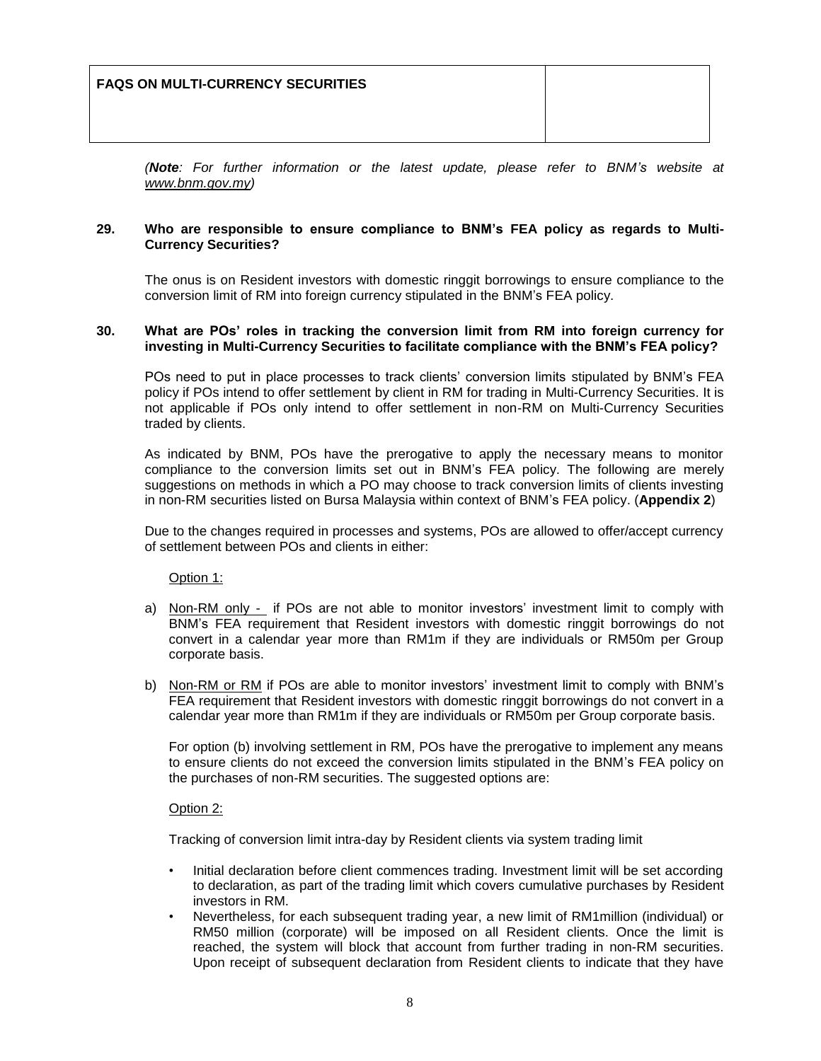*(**Note**: For further information or the latest update, please refer to BNM's website at www.bnm.gov.my)*

**29. Who are responsible to ensure compliance to BNM's FEA policy as regards to Multi-Currency Securities?**

The onus is on Resident investors with domestic ringgit borrowings to ensure compliance to the conversion limit of RM into foreign currency stipulated in the BNM's FEA policy.

**30. What are POs' roles in tracking the conversion limit from RM into foreign currency for investing in Multi-Currency Securities to facilitate compliance with the BNM's FEA policy?**

POs need to put in place processes to track clients' conversion limits stipulated by BNM's FEA policy if POs intend to offer settlement by client in RM for trading in Multi-Currency Securities. It is not applicable if POs only intend to offer settlement in non-RM on Multi-Currency Securities traded by clients.

As indicated by BNM, POs have the prerogative to apply the necessary means to monitor compliance to the conversion limits set out in BNM's FEA policy. The following are merely suggestions on methods in which a PO may choose to track conversion limits of clients investing in non-RM securities listed on Bursa Malaysia within context of BNM's FEA policy. (**Appendix 2**)

Due to the changes required in processes and systems, POs are allowed to offer/accept currency of settlement between POs and clients in either:

Option 1:

a) Non-RM only - if POs are not able to monitor investors' investment limit to comply with BNM's FEA requirement that Resident investors with domestic ringgit borrowings do not convert in a calendar year more than RM1m if they are individuals or RM50m per Group corporate basis.

b) Non-RM or RM if POs are able to monitor investors' investment limit to comply with BNM's FEA requirement that Resident investors with domestic ringgit borrowings do not convert in a calendar year more than RM1m if they are individuals or RM50m per Group corporate basis.

For option (b) involving settlement in RM, POs have the prerogative to implement any means to ensure clients do not exceed the conversion limits stipulated in the BNM's FEA policy on the purchases of non-RM securities. The suggested options are:

Option 2:

Tracking of conversion limit intra-day by Resident clients via system trading limit

- Initial declaration before client commences trading. Investment limit will be set according to declaration, as part of the trading limit which covers cumulative purchases by Resident investors in RM.
- Nevertheless, for each subsequent trading year, a new limit of RM1million (individual) or RM50 million (corporate) will be imposed on all Resident clients. Once the limit is reached, the system will block that account from further trading in non-RM securities. Upon receipt of subsequent declaration from Resident clients to indicate that they have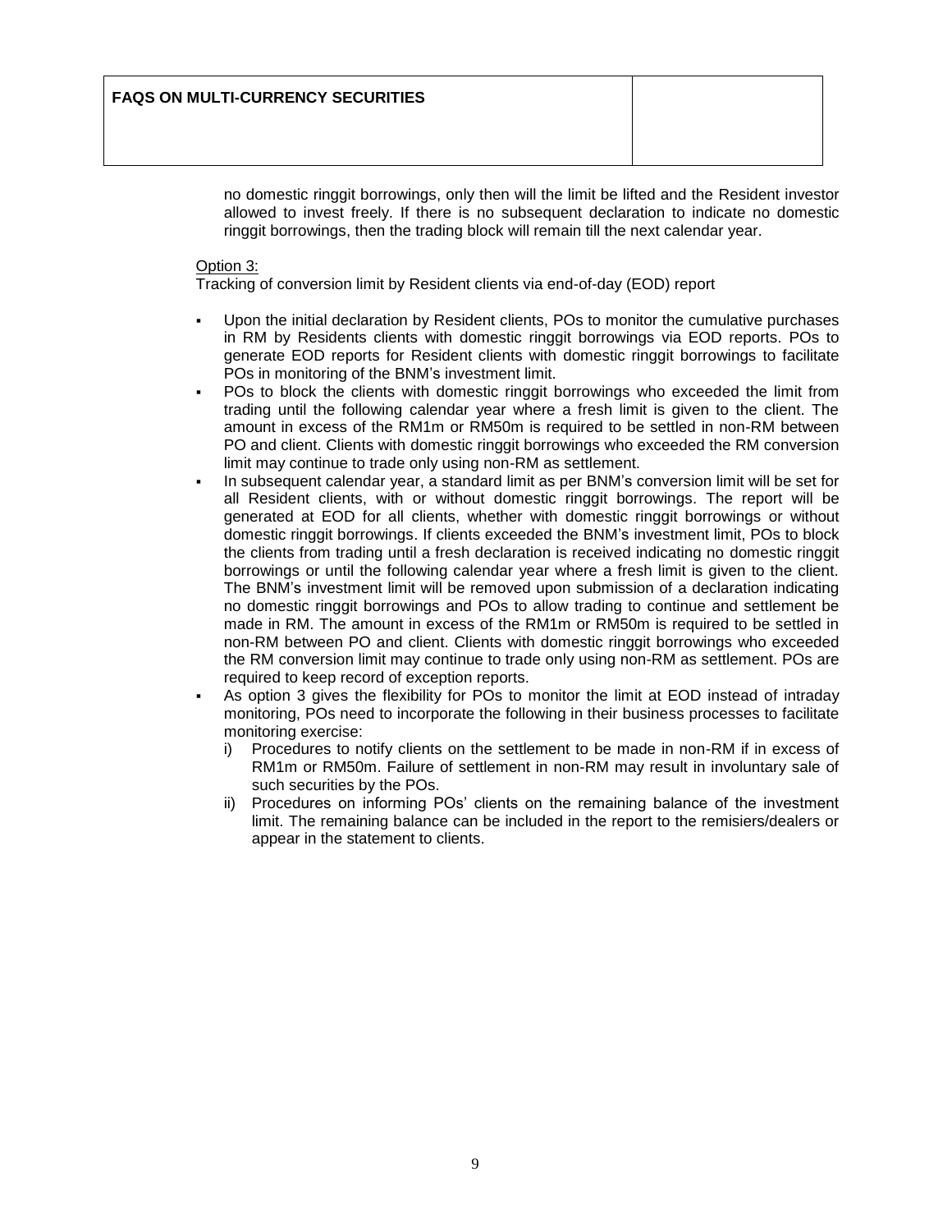no domestic ringgit borrowings, only then will the limit be lifted and the Resident investor allowed to invest freely. If there is no subsequent declaration to indicate no domestic ringgit borrowings, then the trading block will remain till the next calendar year.

Option 3:

Tracking of conversion limit by Resident clients via end-of-day (EOD) report

- Upon the initial declaration by Resident clients, POs to monitor the cumulative purchases in RM by Residents clients with domestic ringgit borrowings via EOD reports. POs to generate EOD reports for Resident clients with domestic ringgit borrowings to facilitate POs in monitoring of the BNM's investment limit.
- POs to block the clients with domestic ringgit borrowings who exceeded the limit from trading until the following calendar year where a fresh limit is given to the client. The amount in excess of the RM1m or RM50m is required to be settled in non-RM between PO and client. Clients with domestic ringgit borrowings who exceeded the RM conversion limit may continue to trade only using non-RM as settlement.
- In subsequent calendar year, a standard limit as per BNM's conversion limit will be set for all Resident clients, with or without domestic ringgit borrowings. The report will be generated at EOD for all clients, whether with domestic ringgit borrowings or without domestic ringgit borrowings. If clients exceeded the BNM's investment limit, POs to block the clients from trading until a fresh declaration is received indicating no domestic ringgit borrowings or until the following calendar year where a fresh limit is given to the client. The BNM's investment limit will be removed upon submission of a declaration indicating no domestic ringgit borrowings and POs to allow trading to continue and settlement be made in RM. The amount in excess of the RM1m or RM50m is required to be settled in non-RM between PO and client. Clients with domestic ringgit borrowings who exceeded the RM conversion limit may continue to trade only using non-RM as settlement. POs are required to keep record of exception reports.
- As option 3 gives the flexibility for POs to monitor the limit at EOD instead of intraday monitoring, POs need to incorporate the following in their business processes to facilitate monitoring exercise:
  - i) Procedures to notify clients on the settlement to be made in non-RM if in excess of RM1m or RM50m. Failure of settlement in non-RM may result in involuntary sale of such securities by the POs.
  - ii) Procedures on informing POs' clients on the remaining balance of the investment limit. The remaining balance can be included in the report to the remisiers/dealers or appear in the statement to clients.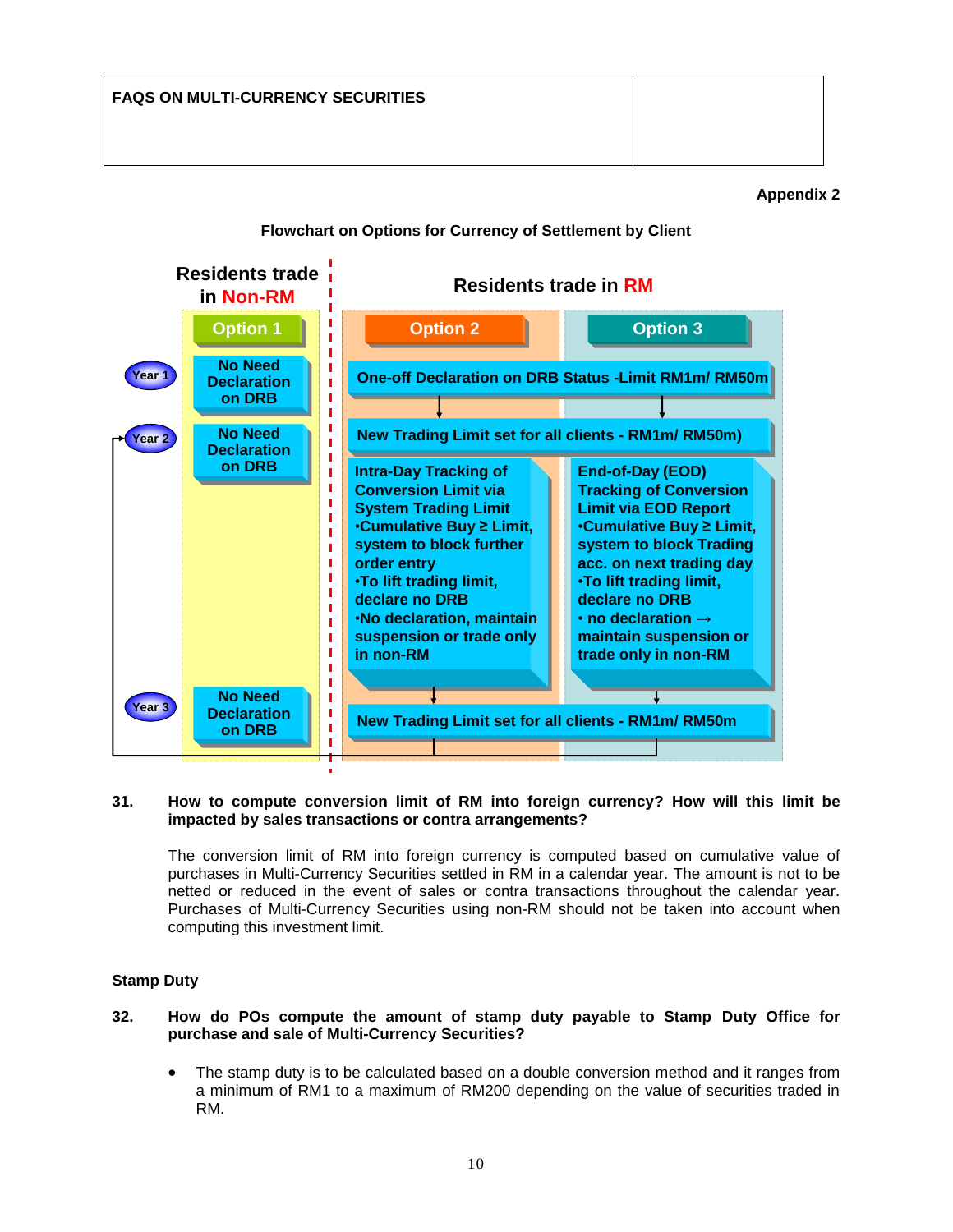| FAQS ON MULTI-CURRENCY SECURITIES | |
|---|---|

**Appendix 2**

**Flowchart on Options for Currency of Settlement by Client**

| | Residents trade in Non-RM | Residents trade in RM | |
|---|---|---|---|
| | **Option 1** | **Option 2** | **Option 3** |
| Year 1 | No Need Declaration on DRB | One-off Declaration on DRB Status -Limit RM1m/ RM50m | |
| Year 2 | No Need Declaration on DRB | New Trading Limit set for all clients - RM1m/ RM50m) | |
| | | Intra-Day Tracking of Conversion Limit via System Trading Limit<br>•Cumulative Buy ≥ Limit, system to block further order entry<br>•To lift trading limit, declare no DRB<br>•No declaration, maintain suspension or trade only in non-RM | End-of-Day (EOD) Tracking of Conversion Limit via EOD Report<br>•Cumulative Buy ≥ Limit, system to block Trading acc. on next trading day<br>•To lift trading limit, declare no DRB<br>• no declaration → maintain suspension or trade only in non-RM |
| Year 3 | No Need Declaration on DRB | New Trading Limit set for all clients - RM1m/ RM50m | |

**31. How to compute conversion limit of RM into foreign currency? How will this limit be impacted by sales transactions or contra arrangements?**

The conversion limit of RM into foreign currency is computed based on cumulative value of purchases in Multi-Currency Securities settled in RM in a calendar year. The amount is not to be netted or reduced in the event of sales or contra transactions throughout the calendar year. Purchases of Multi-Currency Securities using non-RM should not be taken into account when computing this investment limit.

## Stamp Duty

**32. How do POs compute the amount of stamp duty payable to Stamp Duty Office for purchase and sale of Multi-Currency Securities?**

- The stamp duty is to be calculated based on a double conversion method and it ranges from a minimum of RM1 to a maximum of RM200 depending on the value of securities traded in RM.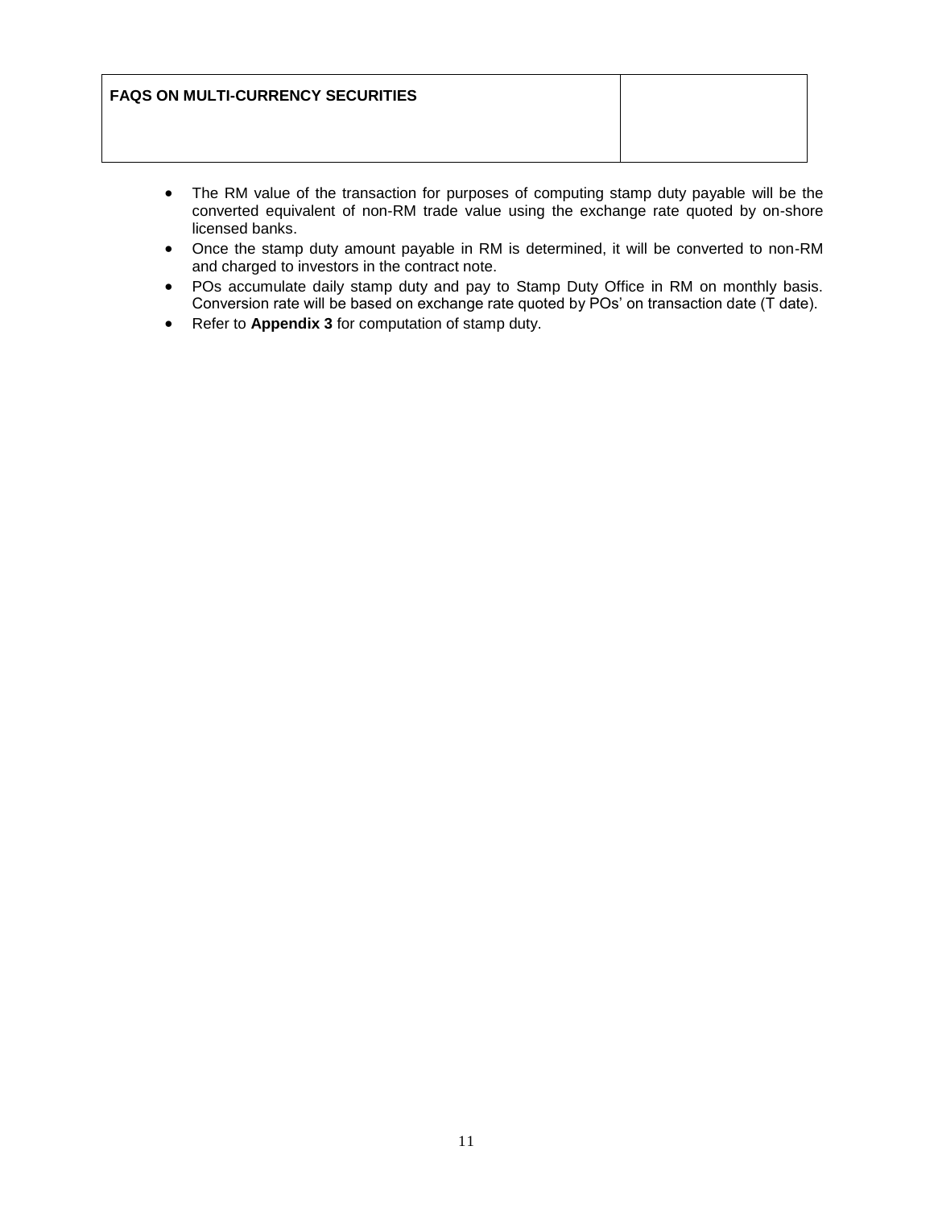| FAQS ON MULTI-CURRENCY SECURITIES | |
| --- | --- |

- The RM value of the transaction for purposes of computing stamp duty payable will be the converted equivalent of non-RM trade value using the exchange rate quoted by on-shore licensed banks.
- Once the stamp duty amount payable in RM is determined, it will be converted to non-RM and charged to investors in the contract note.
- POs accumulate daily stamp duty and pay to Stamp Duty Office in RM on monthly basis. Conversion rate will be based on exchange rate quoted by POs' on transaction date (T date).
- Refer to **Appendix 3** for computation of stamp duty.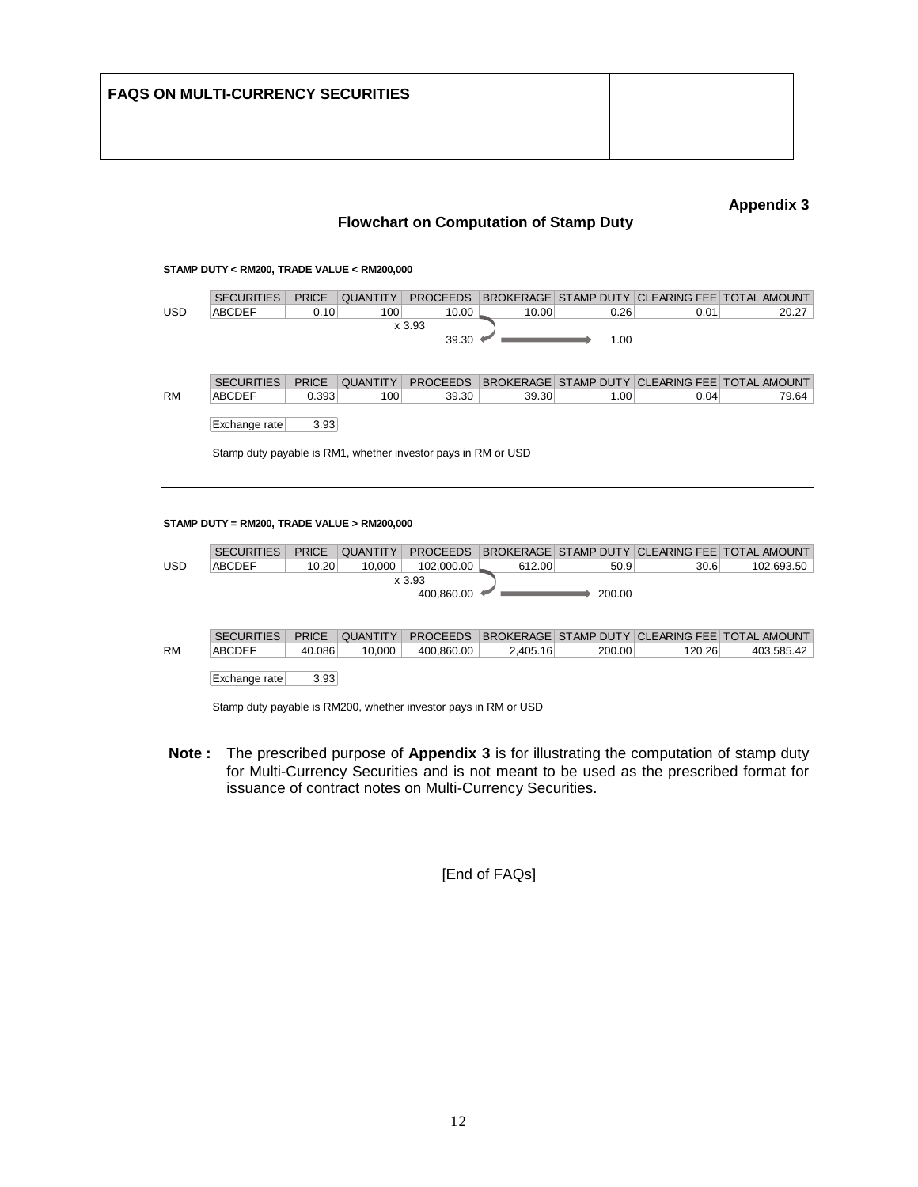**FAQS ON MULTI-CURRENCY SECURITIES**

**Appendix 3**

### Flowchart on Computation of Stamp Duty

**STAMP DUTY < RM200, TRADE VALUE < RM200,000**

| | SECURITIES | PRICE | QUANTITY | PROCEEDS | BROKERAGE | STAMP DUTY | CLEARING FEE | TOTAL AMOUNT |
|---|---|---|---|---|---|---|---|---|
| USD | ABCDEF | 0.10 | 100 | 10.00 | 10.00 | 0.26 | 0.01 | 20.27 |

x 3.93

39.30 → 1.00

| | SECURITIES | PRICE | QUANTITY | PROCEEDS | BROKERAGE | STAMP DUTY | CLEARING FEE | TOTAL AMOUNT |
|---|---|---|---|---|---|---|---|---|
| RM | ABCDEF | 0.393 | 100 | 39.30 | 39.30 | 1.00 | 0.04 | 79.64 |

| | |
|---|---|
| Exchange rate | 3.93 |

Stamp duty payable is RM1, whether investor pays in RM or USD

---

**STAMP DUTY = RM200, TRADE VALUE > RM200,000**

| | SECURITIES | PRICE | QUANTITY | PROCEEDS | BROKERAGE | STAMP DUTY | CLEARING FEE | TOTAL AMOUNT |
|---|---|---|---|---|---|---|---|---|
| USD | ABCDEF | 10.20 | 10,000 | 102,000.00 | 612.00 | 50.9 | 30.6 | 102,693.50 |

x 3.93

400,860.00 → 200.00

| | SECURITIES | PRICE | QUANTITY | PROCEEDS | BROKERAGE | STAMP DUTY | CLEARING FEE | TOTAL AMOUNT |
|---|---|---|---|---|---|---|---|---|
| RM | ABCDEF | 40.086 | 10,000 | 400,860.00 | 2,405.16 | 200.00 | 120.26 | 403,585.42 |

| | |
|---|---|
| Exchange rate | 3.93 |

Stamp duty payable is RM200, whether investor pays in RM or USD

**Note :** The prescribed purpose of **Appendix 3** is for illustrating the computation of stamp duty for Multi-Currency Securities and is not meant to be used as the prescribed format for issuance of contract notes on Multi-Currency Securities.

[End of FAQs]